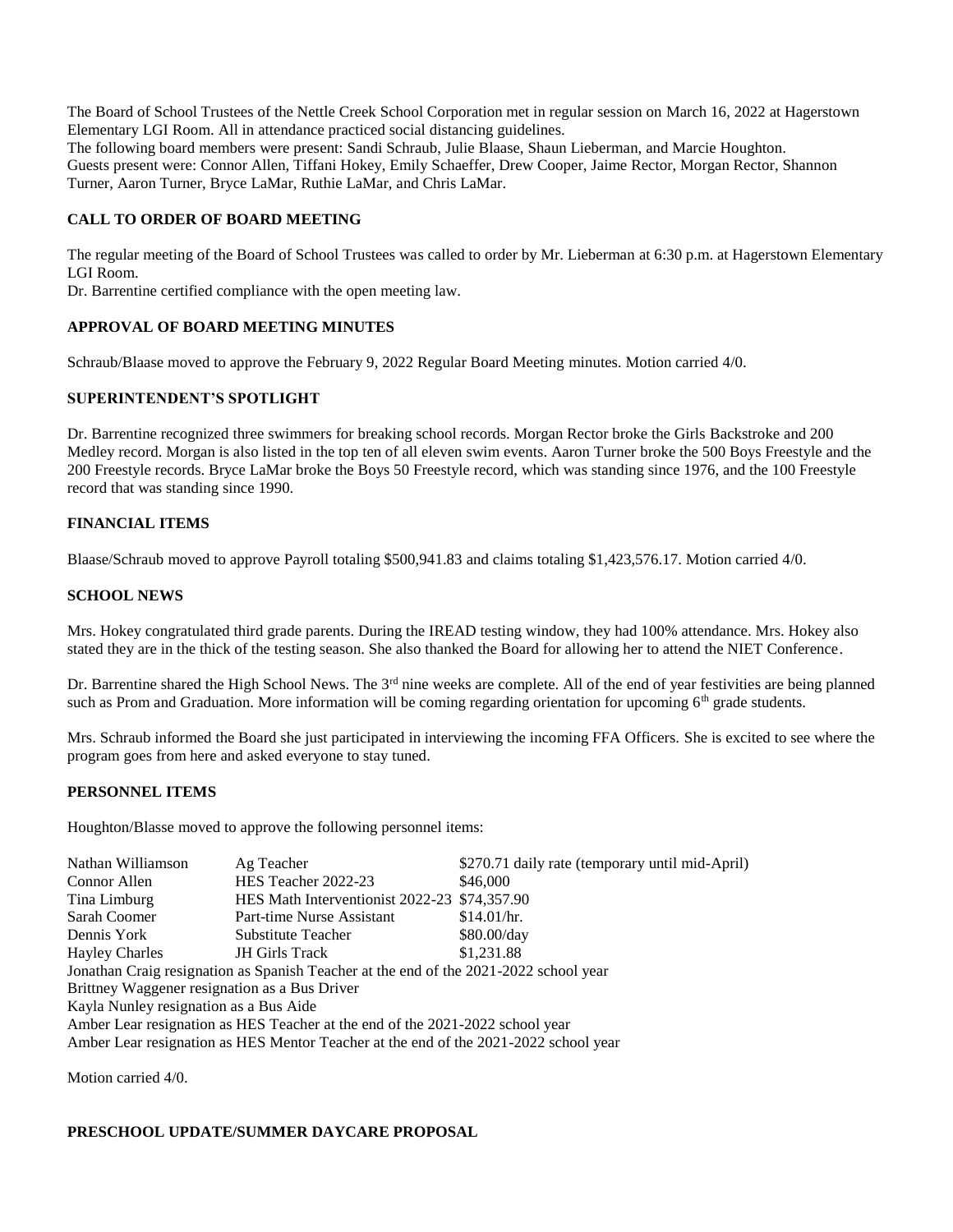The Board of School Trustees of the Nettle Creek School Corporation met in regular session on March 16, 2022 at Hagerstown Elementary LGI Room. All in attendance practiced social distancing guidelines.
The following board members were present: Sandi Schraub, Julie Blaase, Shaun Lieberman, and Marcie Houghton.
Guests present were: Connor Allen, Tiffani Hokey, Emily Schaeffer, Drew Cooper, Jaime Rector, Morgan Rector, Shannon Turner, Aaron Turner, Bryce LaMar, Ruthie LaMar, and Chris LaMar.

**CALL TO ORDER OF BOARD MEETING**

The regular meeting of the Board of School Trustees was called to order by Mr. Lieberman at 6:30 p.m. at Hagerstown Elementary LGI Room.
Dr. Barrentine certified compliance with the open meeting law.

**APPROVAL OF BOARD MEETING MINUTES**

Schraub/Blaase moved to approve the February 9, 2022 Regular Board Meeting minutes. Motion carried 4/0.

**SUPERINTENDENT'S SPOTLIGHT**

Dr. Barrentine recognized three swimmers for breaking school records. Morgan Rector broke the Girls Backstroke and 200 Medley record. Morgan is also listed in the top ten of all eleven swim events. Aaron Turner broke the 500 Boys Freestyle and the 200 Freestyle records. Bryce LaMar broke the Boys 50 Freestyle record, which was standing since 1976, and the 100 Freestyle record that was standing since 1990.

**FINANCIAL ITEMS**

Blaase/Schraub moved to approve Payroll totaling $500,941.83 and claims totaling $1,423,576.17. Motion carried 4/0.

**SCHOOL NEWS**

Mrs. Hokey congratulated third grade parents. During the IREAD testing window, they had 100% attendance. Mrs. Hokey also stated they are in the thick of the testing season. She also thanked the Board for allowing her to attend the NIET Conference.

Dr. Barrentine shared the High School News. The 3rd nine weeks are complete. All of the end of year festivities are being planned such as Prom and Graduation. More information will be coming regarding orientation for upcoming 6th grade students.

Mrs. Schraub informed the Board she just participated in interviewing the incoming FFA Officers. She is excited to see where the program goes from here and asked everyone to stay tuned.

**PERSONNEL ITEMS**

Houghton/Blasse moved to approve the following personnel items:

| | | |
|---|---|---|
| Nathan Williamson | Ag Teacher | $270.71 daily rate (temporary until mid-April) |
| Connor Allen | HES Teacher 2022-23 | $46,000 |
| Tina Limburg | HES Math Interventionist 2022-23 | $74,357.90 |
| Sarah Coomer | Part-time Nurse Assistant | $14.01/hr. |
| Dennis York | Substitute Teacher | $80.00/day |
| Hayley Charles | JH Girls Track | $1,231.88 |

Jonathan Craig resignation as Spanish Teacher at the end of the 2021-2022 school year
Brittney Waggener resignation as a Bus Driver
Kayla Nunley resignation as a Bus Aide
Amber Lear resignation as HES Teacher at the end of the 2021-2022 school year
Amber Lear resignation as HES Mentor Teacher at the end of the 2021-2022 school year

Motion carried 4/0.

**PRESCHOOL UPDATE/SUMMER DAYCARE PROPOSAL**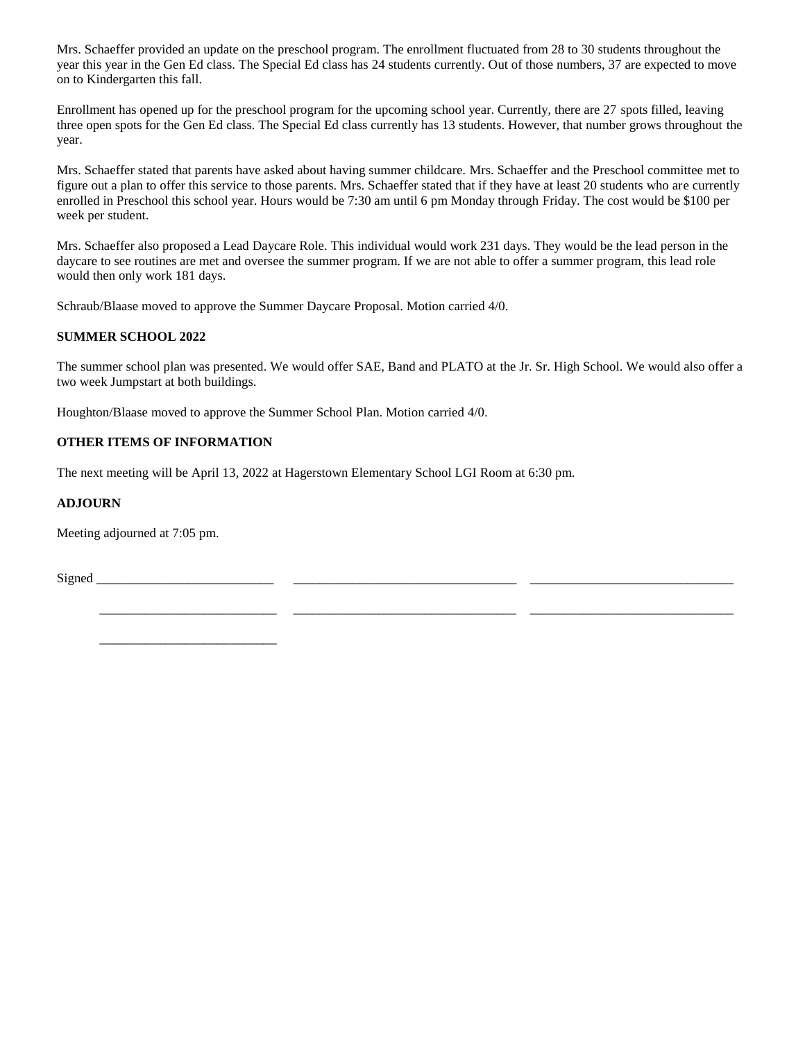Mrs. Schaeffer provided an update on the preschool program. The enrollment fluctuated from 28 to 30 students throughout the year this year in the Gen Ed class. The Special Ed class has 24 students currently. Out of those numbers, 37 are expected to move on to Kindergarten this fall.

Enrollment has opened up for the preschool program for the upcoming school year. Currently, there are 27 spots filled, leaving three open spots for the Gen Ed class. The Special Ed class currently has 13 students. However, that number grows throughout the year.

Mrs. Schaeffer stated that parents have asked about having summer childcare. Mrs. Schaeffer and the Preschool committee met to figure out a plan to offer this service to those parents. Mrs. Schaeffer stated that if they have at least 20 students who are currently enrolled in Preschool this school year. Hours would be 7:30 am until 6 pm Monday through Friday. The cost would be $100 per week per student.

Mrs. Schaeffer also proposed a Lead Daycare Role. This individual would work 231 days. They would be the lead person in the daycare to see routines are met and oversee the summer program. If we are not able to offer a summer program, this lead role would then only work 181 days.

Schraub/Blaase moved to approve the Summer Daycare Proposal. Motion carried 4/0.

**SUMMER SCHOOL 2022**

The summer school plan was presented. We would offer SAE, Band and PLATO at the Jr. Sr. High School. We would also offer a two week Jumpstart at both buildings.

Houghton/Blaase moved to approve the Summer School Plan. Motion carried 4/0.

**OTHER ITEMS OF INFORMATION**

The next meeting will be April 13, 2022 at Hagerstown Elementary School LGI Room at 6:30 pm.

**ADJOURN**

Meeting adjourned at 7:05 pm.

Signed ___________________________ ___________________________________ _______________________________

___________________________ ___________________________________ _______________________________

___________________________